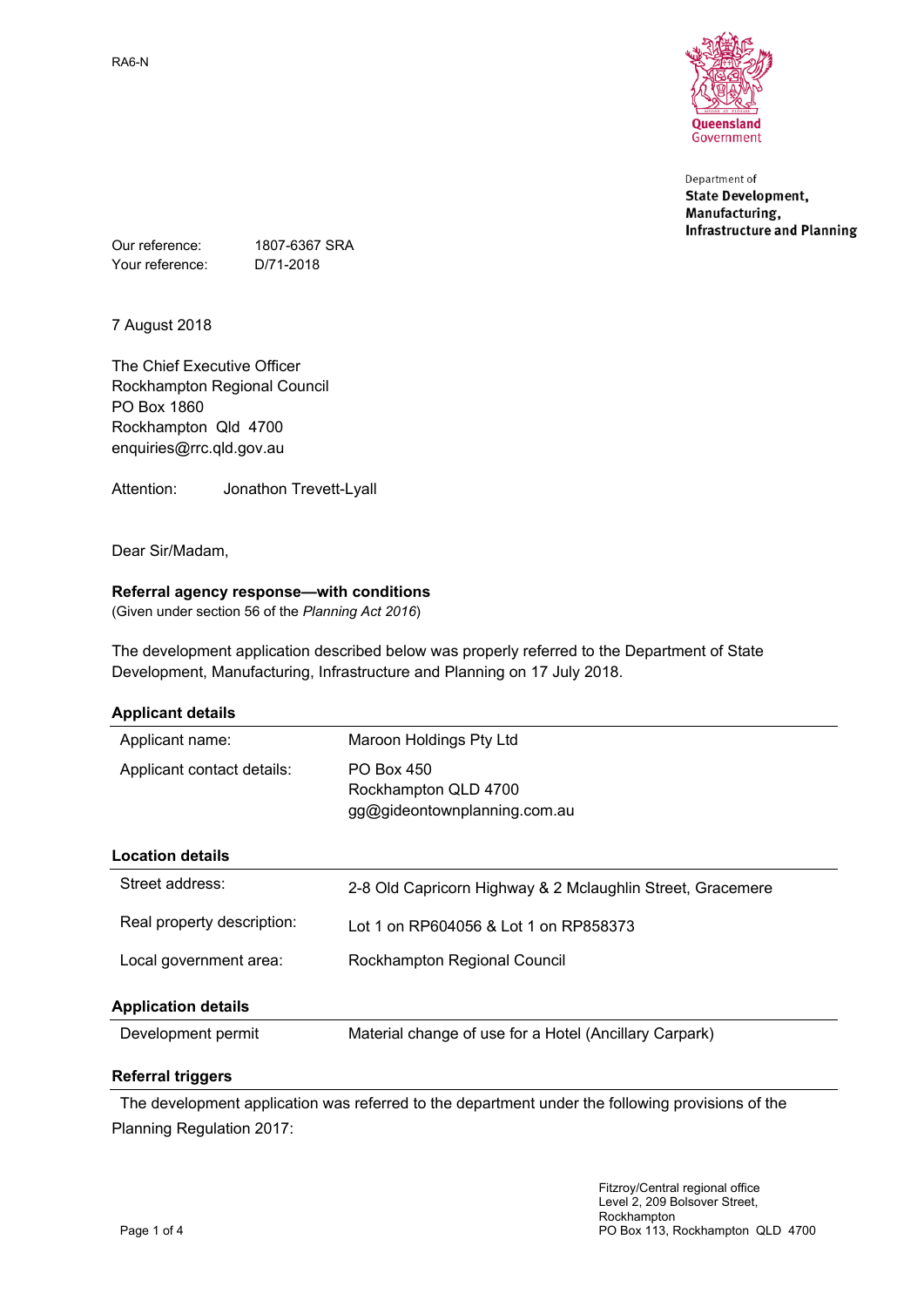RA6-N

Queensland Government

Department of
**State Development, Manufacturing, Infrastructure and Planning**

Our reference: 1807-6367 SRA
Your reference: D/71-2018

7 August 2018

The Chief Executive Officer
Rockhampton Regional Council
PO Box 1860
Rockhampton Qld 4700
enquiries@rrc.qld.gov.au

Attention: Jonathon Trevett-Lyall

Dear Sir/Madam,

**Referral agency response—with conditions**
(Given under section 56 of the *Planning Act 2016*)

The development application described below was properly referred to the Department of State Development, Manufacturing, Infrastructure and Planning on 17 July 2018.

**Applicant details**

| | |
|---|---|
| Applicant name: | Maroon Holdings Pty Ltd |
| Applicant contact details: | PO Box 450<br>Rockhampton QLD 4700<br>gg@gideontownplanning.com.au |

**Location details**

| | |
|---|---|
| Street address: | 2-8 Old Capricorn Highway & 2 Mclaughlin Street, Gracemere |
| Real property description: | Lot 1 on RP604056 & Lot 1 on RP858373 |
| Local government area: | Rockhampton Regional Council |

**Application details**

| | |
|---|---|
| Development permit | Material change of use for a Hotel (Ancillary Carpark) |

**Referral triggers**

The development application was referred to the department under the following provisions of the Planning Regulation 2017:

Fitzroy/Central regional office
Level 2, 209 Bolsover Street,
Rockhampton
PO Box 113, Rockhampton QLD 4700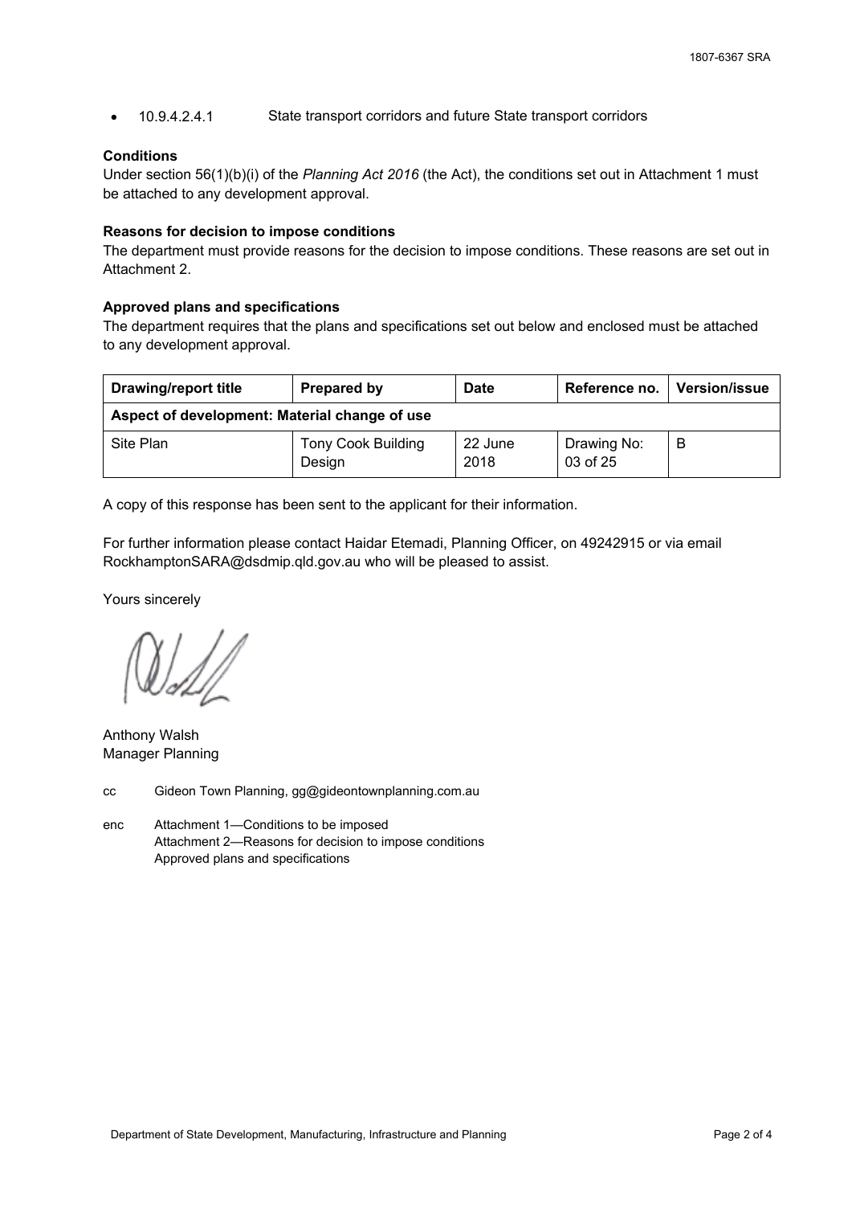- 10.9.4.2.4.1 State transport corridors and future State transport corridors

**Conditions**

Under section 56(1)(b)(i) of the *Planning Act 2016* (the Act), the conditions set out in Attachment 1 must be attached to any development approval.

**Reasons for decision to impose conditions**

The department must provide reasons for the decision to impose conditions. These reasons are set out in Attachment 2.

**Approved plans and specifications**

The department requires that the plans and specifications set out below and enclosed must be attached to any development approval.

| Drawing/report title | Prepared by | Date | Reference no. | Version/issue |
|---|---|---|---|---|
| **Aspect of development: Material change of use** | | | | |
| Site Plan | Tony Cook Building Design | 22 June 2018 | Drawing No: 03 of 25 | B |

A copy of this response has been sent to the applicant for their information.

For further information please contact Haidar Etemadi, Planning Officer, on 49242915 or via email RockhamptonSARA@dsdmip.qld.gov.au who will be pleased to assist.

Yours sincerely

Anthony Walsh
Manager Planning

cc Gideon Town Planning, gg@gideontownplanning.com.au

enc Attachment 1—Conditions to be imposed
Attachment 2—Reasons for decision to impose conditions
Approved plans and specifications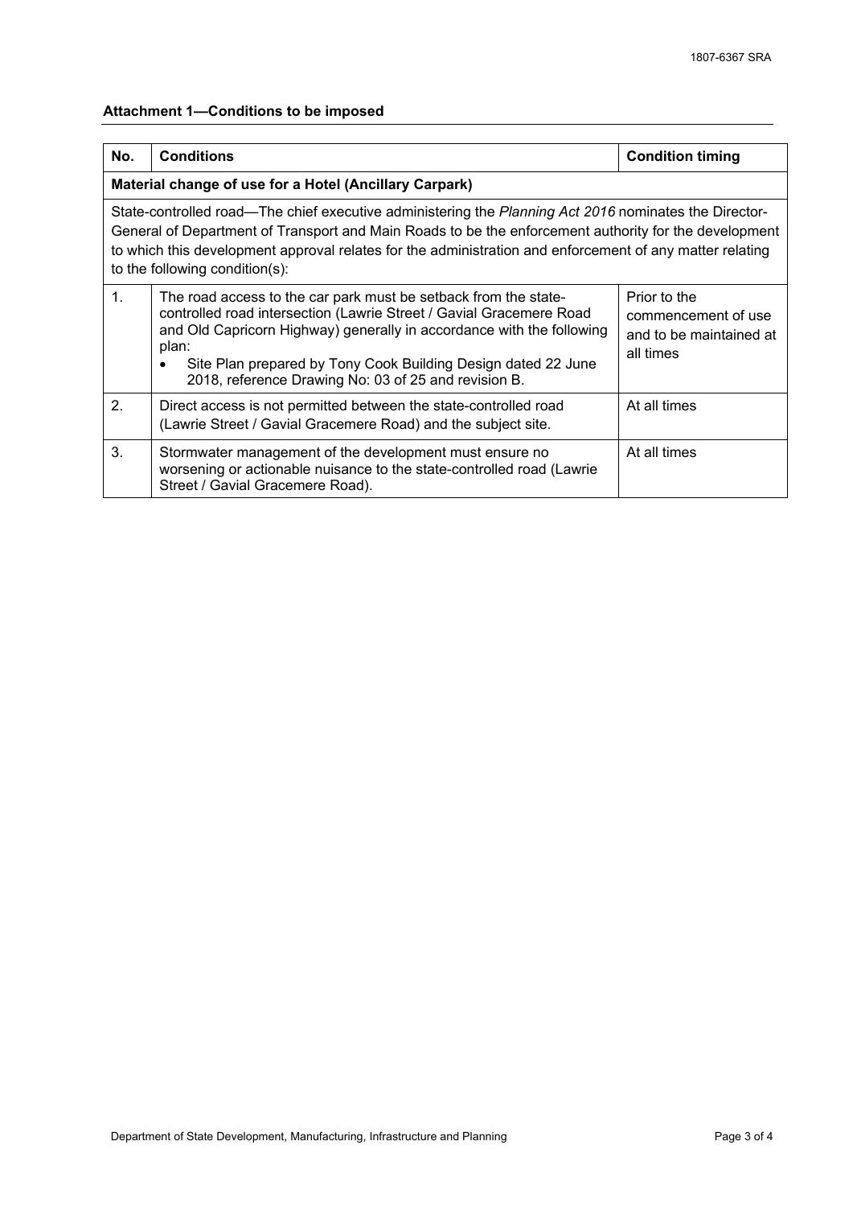**Attachment 1—Conditions to be imposed**

| No. | Conditions | Condition timing |
|---|---|---|
| **Material change of use for a Hotel (Ancillary Carpark)** | | |
| State-controlled road—The chief executive administering the *Planning Act 2016* nominates the Director-General of Department of Transport and Main Roads to be the enforcement authority for the development to which this development approval relates for the administration and enforcement of any matter relating to the following condition(s): | | |
| 1. | The road access to the car park must be setback from the state-controlled road intersection (Lawrie Street / Gavial Gracemere Road and Old Capricorn Highway) generally in accordance with the following plan: <br>• Site Plan prepared by Tony Cook Building Design dated 22 June 2018, reference Drawing No: 03 of 25 and revision B. | Prior to the commencement of use and to be maintained at all times |
| 2. | Direct access is not permitted between the state-controlled road (Lawrie Street / Gavial Gracemere Road) and the subject site. | At all times |
| 3. | Stormwater management of the development must ensure no worsening or actionable nuisance to the state-controlled road (Lawrie Street / Gavial Gracemere Road). | At all times |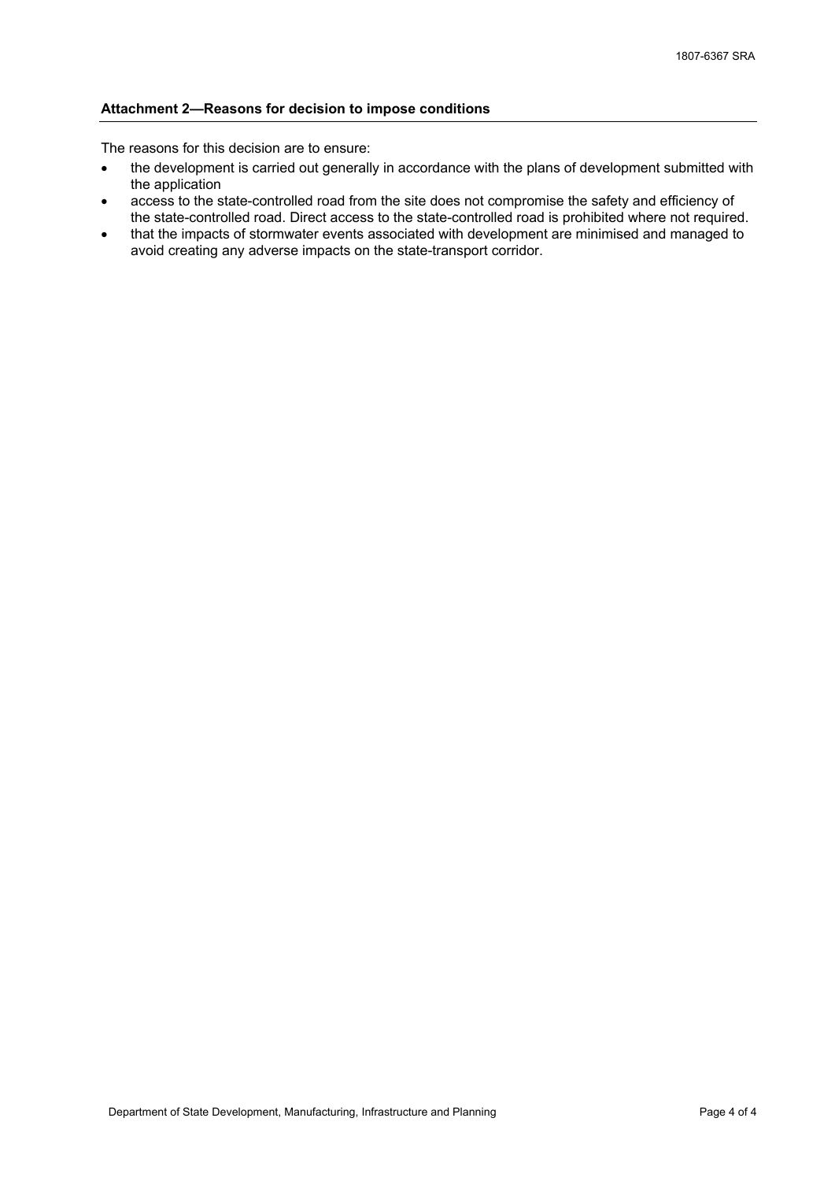## Attachment 2—Reasons for decision to impose conditions

The reasons for this decision are to ensure:

- the development is carried out generally in accordance with the plans of development submitted with the application
- access to the state-controlled road from the site does not compromise the safety and efficiency of the state-controlled road. Direct access to the state-controlled road is prohibited where not required.
- that the impacts of stormwater events associated with development are minimised and managed to avoid creating any adverse impacts on the state-transport corridor.